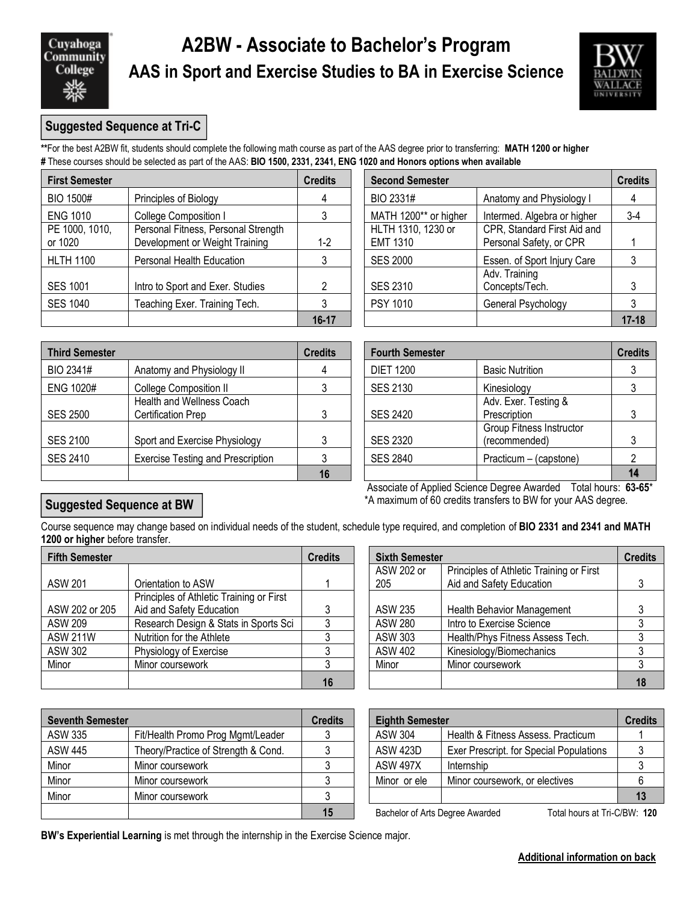# A2BW - Associate to Bachelor's Program

## AAS in Sport and Exercise Studies to BA in Exercise Science

### Suggested Sequence at Tri-C

**For the best A2BW fit, students should complete the following math course as part of the AAS degree prior to transferring: **MATH 1200 or higher**

# These courses should be selected as part of the AAS: **BIO 1500, 2331, 2341, ENG 1020 and Honors options when available**

| First Semester | | Credits |
|---|---|---|
| BIO 1500# | Principles of Biology | 4 |
| ENG 1010 | College Composition I | 3 |
| PE 1000, 1010, or 1020 | Personal Fitness, Personal Strength Development or Weight Training | 1-2 |
| HLTH 1100 | Personal Health Education | 3 |
| SES 1001 | Intro to Sport and Exer. Studies | 2 |
| SES 1040 | Teaching Exer. Training Tech. | 3 |
| | | **16-17** |

| Second Semester | | Credits |
|---|---|---|
| BIO 2331# | Anatomy and Physiology I | 4 |
| MATH 1200** or higher | Intermed. Algebra or higher | 3-4 |
| HLTH 1310, 1230 or EMT 1310 | CPR, Standard First Aid and Personal Safety, or CPR | 1 |
| SES 2000 | Essen. of Sport Injury Care | 3 |
| SES 2310 | Adv. Training Concepts/Tech. | 3 |
| PSY 1010 | General Psychology | 3 |
| | | **17-18** |

| Third Semester | | Credits |
|---|---|---|
| BIO 2341# | Anatomy and Physiology II | 4 |
| ENG 1020# | College Composition II | 3 |
| SES 2500 | Health and Wellness Coach Certification Prep | 3 |
| SES 2100 | Sport and Exercise Physiology | 3 |
| SES 2410 | Exercise Testing and Prescription | 3 |
| | | **16** |

| Fourth Semester | | Credits |
|---|---|---|
| DIET 1200 | Basic Nutrition | 3 |
| SES 2130 | Kinesiology | 3 |
| SES 2420 | Adv. Exer. Testing & Prescription | 3 |
| SES 2320 | Group Fitness Instructor (recommended) | 3 |
| SES 2840 | Practicum – (capstone) | 2 |
| | | **14** |

Associate of Applied Science Degree Awarded Total hours: **63-65***

*A maximum of 60 credits transfers to BW for your AAS degree.

### Suggested Sequence at BW

Course sequence may change based on individual needs of the student, schedule type required, and completion of **BIO 2331 and 2341 and MATH 1200 or higher** before transfer.

| Fifth Semester | | Credits |
|---|---|---|
| ASW 201 | Orientation to ASW | 1 |
| ASW 202 or 205 | Principles of Athletic Training or First Aid and Safety Education | 3 |
| ASW 209 | Research Design & Stats in Sports Sci | 3 |
| ASW 211W | Nutrition for the Athlete | 3 |
| ASW 302 | Physiology of Exercise | 3 |
| Minor | Minor coursework | 3 |
| | | **16** |

| Sixth Semester | | Credits |
|---|---|---|
| ASW 202 or 205 | Principles of Athletic Training or First Aid and Safety Education | 3 |
| ASW 235 | Health Behavior Management | 3 |
| ASW 280 | Intro to Exercise Science | 3 |
| ASW 303 | Health/Phys Fitness Assess Tech. | 3 |
| ASW 402 | Kinesiology/Biomechanics | 3 |
| Minor | Minor coursework | 3 |
| | | **18** |

| Seventh Semester | | Credits |
|---|---|---|
| ASW 335 | Fit/Health Promo Prog Mgmt/Leader | 3 |
| ASW 445 | Theory/Practice of Strength & Cond. | 3 |
| Minor | Minor coursework | 3 |
| Minor | Minor coursework | 3 |
| Minor | Minor coursework | 3 |
| | | **15** |

| Eighth Semester | | Credits |
|---|---|---|
| ASW 304 | Health & Fitness Assess. Practicum | 1 |
| ASW 423D | Exer Prescript. for Special Populations | 3 |
| ASW 497X | Internship | 3 |
| Minor or ele | Minor coursework, or electives | 6 |
| | | **13** |

Bachelor of Arts Degree Awarded Total hours at Tri-C/BW: **120**

**BW's Experiential Learning** is met through the internship in the Exercise Science major.

**Additional information on back**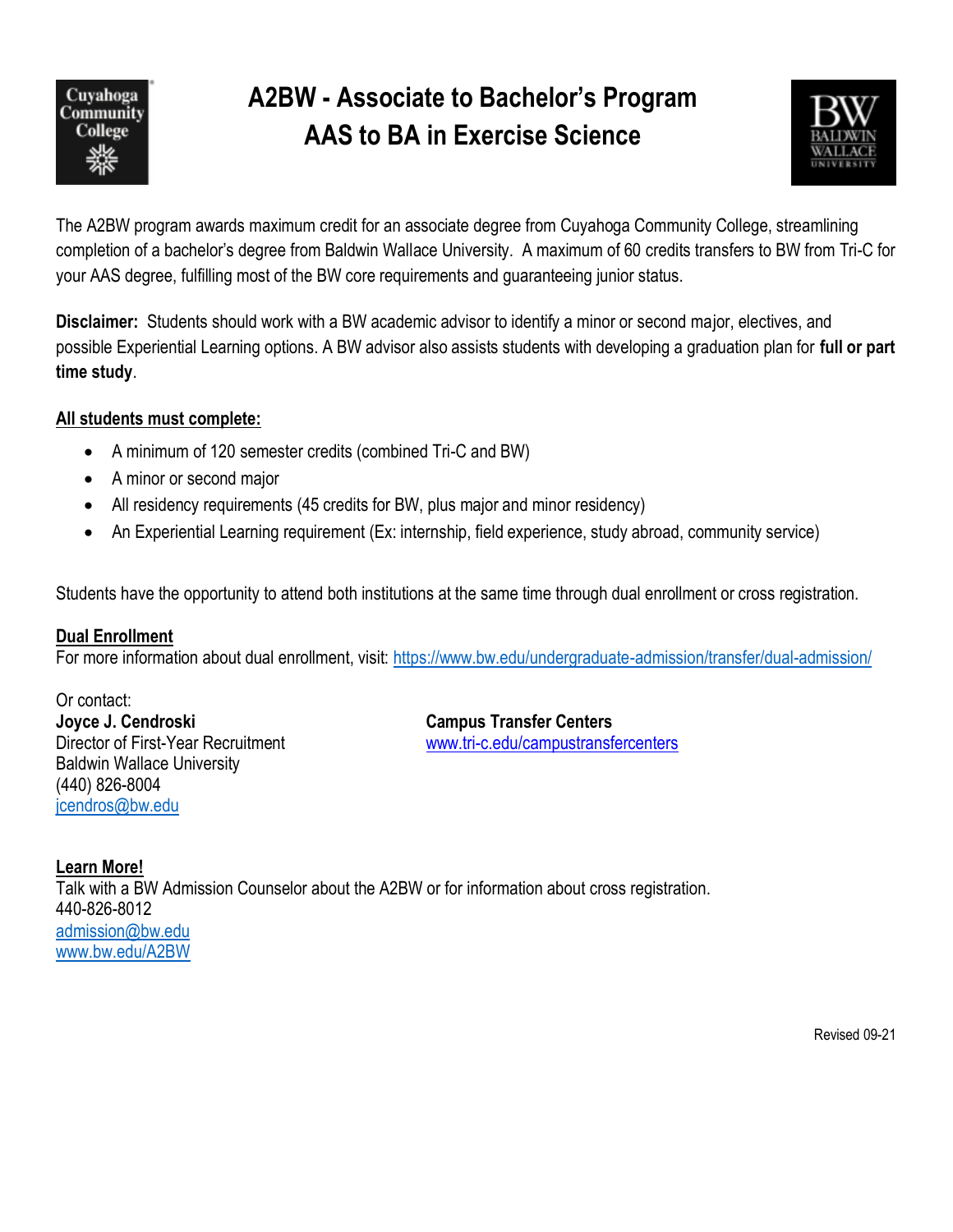# A2BW - Associate to Bachelor's Program
## AAS to BA in Exercise Science

The A2BW program awards maximum credit for an associate degree from Cuyahoga Community College, streamlining completion of a bachelor's degree from Baldwin Wallace University. A maximum of 60 credits transfers to BW from Tri-C for your AAS degree, fulfilling most of the BW core requirements and guaranteeing junior status.

**Disclaimer:** Students should work with a BW academic advisor to identify a minor or second major, electives, and possible Experiential Learning options. A BW advisor also assists students with developing a graduation plan for **full or part time study**.

**All students must complete:**

- A minimum of 120 semester credits (combined Tri-C and BW)
- A minor or second major
- All residency requirements (45 credits for BW, plus major and minor residency)
- An Experiential Learning requirement (Ex: internship, field experience, study abroad, community service)

Students have the opportunity to attend both institutions at the same time through dual enrollment or cross registration.

**Dual Enrollment**

For more information about dual enrollment, visit: https://www.bw.edu/undergraduate-admission/transfer/dual-admission/

Or contact:

**Joyce J. Cendroski**
Director of First-Year Recruitment
Baldwin Wallace University
(440) 826-8004
jcendros@bw.edu

**Campus Transfer Centers**
www.tri-c.edu/campustransfercenters

**Learn More!**

Talk with a BW Admission Counselor about the A2BW or for information about cross registration.
440-826-8012
admission@bw.edu
www.bw.edu/A2BW

Revised 09-21